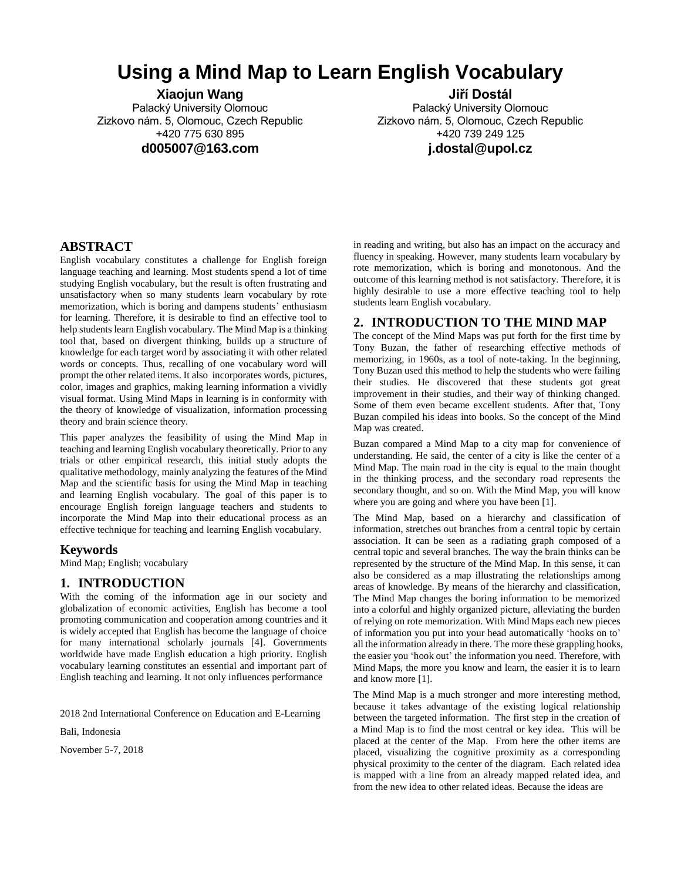# Using a Mind Map to Learn English Vocabulary

**Xiaojun Wang**
Palacký University Olomouc
Zizkovo nám. 5, Olomouc, Czech Republic
+420 775 630 895
**d005007@163.com**

**Jiří Dostál**
Palacký University Olomouc
Zizkovo nám. 5, Olomouc, Czech Republic
+420 739 249 125
**j.dostal@upol.cz**

## ABSTRACT

English vocabulary constitutes a challenge for English foreign language teaching and learning. Most students spend a lot of time studying English vocabulary, but the result is often frustrating and unsatisfactory when so many students learn vocabulary by rote memorization, which is boring and dampens students' enthusiasm for learning. Therefore, it is desirable to find an effective tool to help students learn English vocabulary. The Mind Map is a thinking tool that, based on divergent thinking, builds up a structure of knowledge for each target word by associating it with other related words or concepts. Thus, recalling of one vocabulary word will prompt the other related items. It also incorporates words, pictures, color, images and graphics, making learning information a vividly visual format. Using Mind Maps in learning is in conformity with the theory of knowledge of visualization, information processing theory and brain science theory.

This paper analyzes the feasibility of using the Mind Map in teaching and learning English vocabulary theoretically. Prior to any trials or other empirical research, this initial study adopts the qualitative methodology, mainly analyzing the features of the Mind Map and the scientific basis for using the Mind Map in teaching and learning English vocabulary. The goal of this paper is to encourage English foreign language teachers and students to incorporate the Mind Map into their educational process as an effective technique for teaching and learning English vocabulary.

## Keywords

Mind Map; English; vocabulary

## 1. INTRODUCTION

With the coming of the information age in our society and globalization of economic activities, English has become a tool promoting communication and cooperation among countries and it is widely accepted that English has become the language of choice for many international scholarly journals [4]. Governments worldwide have made English education a high priority. English vocabulary learning constitutes an essential and important part of English teaching and learning. It not only influences performance in reading and writing, but also has an impact on the accuracy and fluency in speaking. However, many students learn vocabulary by rote memorization, which is boring and monotonous. And the outcome of this learning method is not satisfactory. Therefore, it is highly desirable to use a more effective teaching tool to help students learn English vocabulary.

2018 2nd International Conference on Education and E-Learning

Bali, Indonesia

November 5-7, 2018

## 2. INTRODUCTION TO THE MIND MAP

The concept of the Mind Maps was put forth for the first time by Tony Buzan, the father of researching effective methods of memorizing, in 1960s, as a tool of note-taking. In the beginning, Tony Buzan used this method to help the students who were failing their studies. He discovered that these students got great improvement in their studies, and their way of thinking changed. Some of them even became excellent students. After that, Tony Buzan compiled his ideas into books. So the concept of the Mind Map was created.

Buzan compared a Mind Map to a city map for convenience of understanding. He said, the center of a city is like the center of a Mind Map. The main road in the city is equal to the main thought in the thinking process, and the secondary road represents the secondary thought, and so on. With the Mind Map, you will know where you are going and where you have been [1].

The Mind Map, based on a hierarchy and classification of information, stretches out branches from a central topic by certain association. It can be seen as a radiating graph composed of a central topic and several branches. The way the brain thinks can be represented by the structure of the Mind Map. In this sense, it can also be considered as a map illustrating the relationships among areas of knowledge. By means of the hierarchy and classification, The Mind Map changes the boring information to be memorized into a colorful and highly organized picture, alleviating the burden of relying on rote memorization. With Mind Maps each new pieces of information you put into your head automatically 'hooks on to' all the information already in there. The more these grappling hooks, the easier you 'hook out' the information you need. Therefore, with Mind Maps, the more you know and learn, the easier it is to learn and know more [1].

The Mind Map is a much stronger and more interesting method, because it takes advantage of the existing logical relationship between the targeted information. The first step in the creation of a Mind Map is to find the most central or key idea. This will be placed at the center of the Map. From here the other items are placed, visualizing the cognitive proximity as a corresponding physical proximity to the center of the diagram. Each related idea is mapped with a line from an already mapped related idea, and from the new idea to other related ideas. Because the ideas are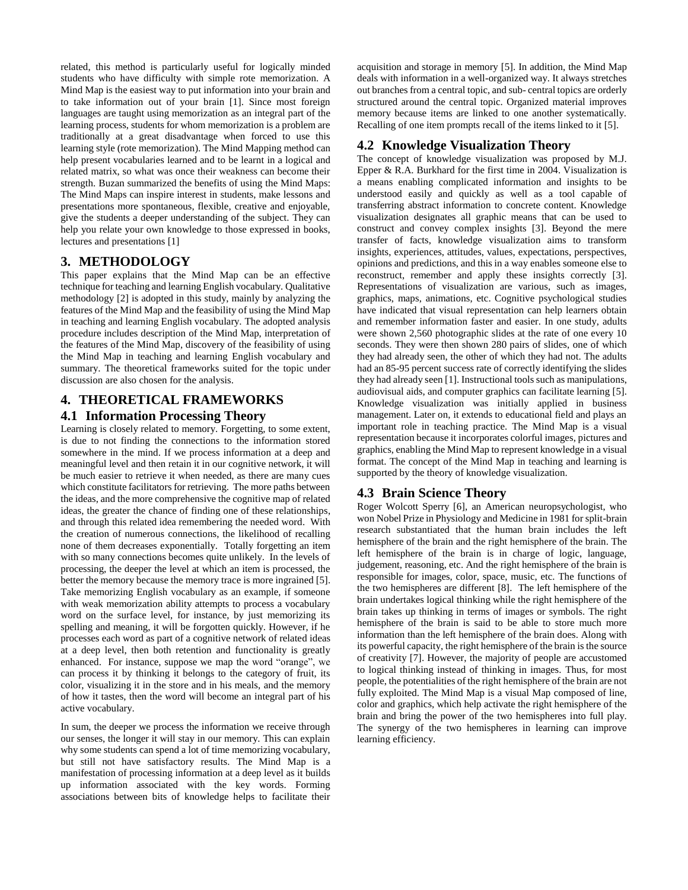related, this method is particularly useful for logically minded students who have difficulty with simple rote memorization. A Mind Map is the easiest way to put information into your brain and to take information out of your brain [1]. Since most foreign languages are taught using memorization as an integral part of the learning process, students for whom memorization is a problem are traditionally at a great disadvantage when forced to use this learning style (rote memorization). The Mind Mapping method can help present vocabularies learned and to be learnt in a logical and related matrix, so what was once their weakness can become their strength. Buzan summarized the benefits of using the Mind Maps: The Mind Maps can inspire interest in students, make lessons and presentations more spontaneous, flexible, creative and enjoyable, give the students a deeper understanding of the subject. They can help you relate your own knowledge to those expressed in books, lectures and presentations [1]

## 3. METHODOLOGY

This paper explains that the Mind Map can be an effective technique for teaching and learning English vocabulary. Qualitative methodology [2] is adopted in this study, mainly by analyzing the features of the Mind Map and the feasibility of using the Mind Map in teaching and learning English vocabulary. The adopted analysis procedure includes description of the Mind Map, interpretation of the features of the Mind Map, discovery of the feasibility of using the Mind Map in teaching and learning English vocabulary and summary. The theoretical frameworks suited for the topic under discussion are also chosen for the analysis.

## 4. THEORETICAL FRAMEWORKS

### 4.1 Information Processing Theory

Learning is closely related to memory. Forgetting, to some extent, is due to not finding the connections to the information stored somewhere in the mind. If we process information at a deep and meaningful level and then retain it in our cognitive network, it will be much easier to retrieve it when needed, as there are many cues which constitute facilitators for retrieving. The more paths between the ideas, and the more comprehensive the cognitive map of related ideas, the greater the chance of finding one of these relationships, and through this related idea remembering the needed word. With the creation of numerous connections, the likelihood of recalling none of them decreases exponentially. Totally forgetting an item with so many connections becomes quite unlikely. In the levels of processing, the deeper the level at which an item is processed, the better the memory because the memory trace is more ingrained [5]. Take memorizing English vocabulary as an example, if someone with weak memorization ability attempts to process a vocabulary word on the surface level, for instance, by just memorizing its spelling and meaning, it will be forgotten quickly. However, if he processes each word as part of a cognitive network of related ideas at a deep level, then both retention and functionality is greatly enhanced. For instance, suppose we map the word "orange", we can process it by thinking it belongs to the category of fruit, its color, visualizing it in the store and in his meals, and the memory of how it tastes, then the word will become an integral part of his active vocabulary.

In sum, the deeper we process the information we receive through our senses, the longer it will stay in our memory. This can explain why some students can spend a lot of time memorizing vocabulary, but still not have satisfactory results. The Mind Map is a manifestation of processing information at a deep level as it builds up information associated with the key words. Forming associations between bits of knowledge helps to facilitate their acquisition and storage in memory [5]. In addition, the Mind Map deals with information in a well-organized way. It always stretches out branches from a central topic, and sub- central topics are orderly structured around the central topic. Organized material improves memory because items are linked to one another systematically. Recalling of one item prompts recall of the items linked to it [5].

### 4.2 Knowledge Visualization Theory

The concept of knowledge visualization was proposed by M.J. Epper & R.A. Burkhard for the first time in 2004. Visualization is a means enabling complicated information and insights to be understood easily and quickly as well as a tool capable of transferring abstract information to concrete content. Knowledge visualization designates all graphic means that can be used to construct and convey complex insights [3]. Beyond the mere transfer of facts, knowledge visualization aims to transform insights, experiences, attitudes, values, expectations, perspectives, opinions and predictions, and this in a way enables someone else to reconstruct, remember and apply these insights correctly [3]. Representations of visualization are various, such as images, graphics, maps, animations, etc. Cognitive psychological studies have indicated that visual representation can help learners obtain and remember information faster and easier. In one study, adults were shown 2,560 photographic slides at the rate of one every 10 seconds. They were then shown 280 pairs of slides, one of which they had already seen, the other of which they had not. The adults had an 85-95 percent success rate of correctly identifying the slides they had already seen [1]. Instructional tools such as manipulations, audiovisual aids, and computer graphics can facilitate learning [5]. Knowledge visualization was initially applied in business management. Later on, it extends to educational field and plays an important role in teaching practice. The Mind Map is a visual representation because it incorporates colorful images, pictures and graphics, enabling the Mind Map to represent knowledge in a visual format. The concept of the Mind Map in teaching and learning is supported by the theory of knowledge visualization.

### 4.3 Brain Science Theory

Roger Wolcott Sperry [6], an American neuropsychologist, who won Nobel Prize in Physiology and Medicine in 1981 for split-brain research substantiated that the human brain includes the left hemisphere of the brain and the right hemisphere of the brain. The left hemisphere of the brain is in charge of logic, language, judgement, reasoning, etc. And the right hemisphere of the brain is responsible for images, color, space, music, etc. The functions of the two hemispheres are different [8]. The left hemisphere of the brain undertakes logical thinking while the right hemisphere of the brain takes up thinking in terms of images or symbols. The right hemisphere of the brain is said to be able to store much more information than the left hemisphere of the brain does. Along with its powerful capacity, the right hemisphere of the brain is the source of creativity [7]. However, the majority of people are accustomed to logical thinking instead of thinking in images. Thus, for most people, the potentialities of the right hemisphere of the brain are not fully exploited. The Mind Map is a visual Map composed of line, color and graphics, which help activate the right hemisphere of the brain and bring the power of the two hemispheres into full play. The synergy of the two hemispheres in learning can improve learning efficiency.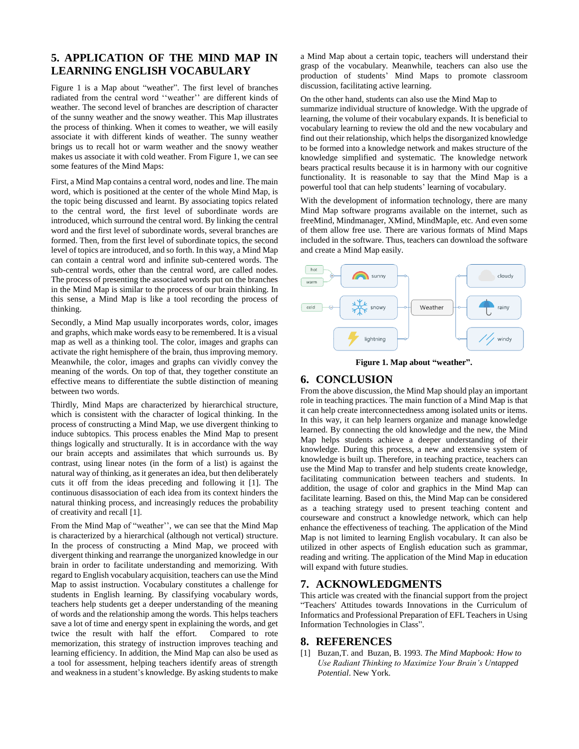## 5. APPLICATION OF THE MIND MAP IN LEARNING ENGLISH VOCABULARY

Figure 1 is a Map about "weather". The first level of branches radiated from the central word ''weather'' are different kinds of weather. The second level of branches are description of character of the sunny weather and the snowy weather. This Map illustrates the process of thinking. When it comes to weather, we will easily associate it with different kinds of weather. The sunny weather brings us to recall hot or warm weather and the snowy weather makes us associate it with cold weather. From Figure 1, we can see some features of the Mind Maps:

First, a Mind Map contains a central word, nodes and line. The main word, which is positioned at the center of the whole Mind Map, is the topic being discussed and learnt. By associating topics related to the central word, the first level of subordinate words are introduced, which surround the central word. By linking the central word and the first level of subordinate words, several branches are formed. Then, from the first level of subordinate topics, the second level of topics are introduced, and so forth. In this way, a Mind Map can contain a central word and infinite sub-centered words. The sub-central words, other than the central word, are called nodes. The process of presenting the associated words put on the branches in the Mind Map is similar to the process of our brain thinking. In this sense, a Mind Map is like a tool recording the process of thinking.

Secondly, a Mind Map usually incorporates words, color, images and graphs, which make words easy to be remembered. It is a visual map as well as a thinking tool. The color, images and graphs can activate the right hemisphere of the brain, thus improving memory. Meanwhile, the color, images and graphs can vividly convey the meaning of the words. On top of that, they together constitute an effective means to differentiate the subtle distinction of meaning between two words.

Thirdly, Mind Maps are characterized by hierarchical structure, which is consistent with the character of logical thinking. In the process of constructing a Mind Map, we use divergent thinking to induce subtopics. This process enables the Mind Map to present things logically and structurally. It is in accordance with the way our brain accepts and assimilates that which surrounds us. By contrast, using linear notes (in the form of a list) is against the natural way of thinking, as it generates an idea, but then deliberately cuts it off from the ideas preceding and following it [1]. The continuous disassociation of each idea from its context hinders the natural thinking process, and increasingly reduces the probability of creativity and recall [1].

From the Mind Map of "weather'', we can see that the Mind Map is characterized by a hierarchical (although not vertical) structure. In the process of constructing a Mind Map, we proceed with divergent thinking and rearrange the unorganized knowledge in our brain in order to facilitate understanding and memorizing. With regard to English vocabulary acquisition, teachers can use the Mind Map to assist instruction. Vocabulary constitutes a challenge for students in English learning. By classifying vocabulary words, teachers help students get a deeper understanding of the meaning of words and the relationship among the words. This helps teachers save a lot of time and energy spent in explaining the words, and get twice the result with half the effort. Compared to rote memorization, this strategy of instruction improves teaching and learning efficiency. In addition, the Mind Map can also be used as a tool for assessment, helping teachers identify areas of strength and weakness in a student's knowledge. By asking students to make a Mind Map about a certain topic, teachers will understand their grasp of the vocabulary. Meanwhile, teachers can also use the production of students' Mind Maps to promote classroom discussion, facilitating active learning.

On the other hand, students can also use the Mind Map to summarize individual structure of knowledge. With the upgrade of learning, the volume of their vocabulary expands. It is beneficial to vocabulary learning to review the old and the new vocabulary and find out their relationship, which helps the disorganized knowledge to be formed into a knowledge network and makes structure of the knowledge simplified and systematic. The knowledge network bears practical results because it is in harmony with our cognitive functionality. It is reasonable to say that the Mind Map is a powerful tool that can help students' learning of vocabulary.

With the development of information technology, there are many Mind Map software programs available on the internet, such as freeMind, Mindmanager, XMind, MindMaple, etc. And even some of them allow free use. There are various formats of Mind Maps included in the software. Thus, teachers can download the software and create a Mind Map easily.

hot
warm
sunny
cold
snowy
lightning
Weather
cloudy
rainy
windy

**Figure 1. Map about "weather".**

## 6. CONCLUSION

From the above discussion, the Mind Map should play an important role in teaching practices. The main function of a Mind Map is that it can help create interconnectedness among isolated units or items. In this way, it can help learners organize and manage knowledge learned. By connecting the old knowledge and the new, the Mind Map helps students achieve a deeper understanding of their knowledge. During this process, a new and extensive system of knowledge is built up. Therefore, in teaching practice, teachers can use the Mind Map to transfer and help students create knowledge, facilitating communication between teachers and students. In addition, the usage of color and graphics in the Mind Map can facilitate learning. Based on this, the Mind Map can be considered as a teaching strategy used to present teaching content and courseware and construct a knowledge network, which can help enhance the effectiveness of teaching. The application of the Mind Map is not limited to learning English vocabulary. It can also be utilized in other aspects of English education such as grammar, reading and writing. The application of the Mind Map in education will expand with future studies.

## 7. ACKNOWLEDGMENTS

This article was created with the financial support from the project "Teachers' Attitudes towards Innovations in the Curriculum of Informatics and Professional Preparation of EFL Teachers in Using Information Technologies in Class".

## 8. REFERENCES

[1] Buzan,T. and Buzan, B. 1993. *The Mind Mapbook: How to Use Radiant Thinking to Maximize Your Brain's Untapped Potential*. New York.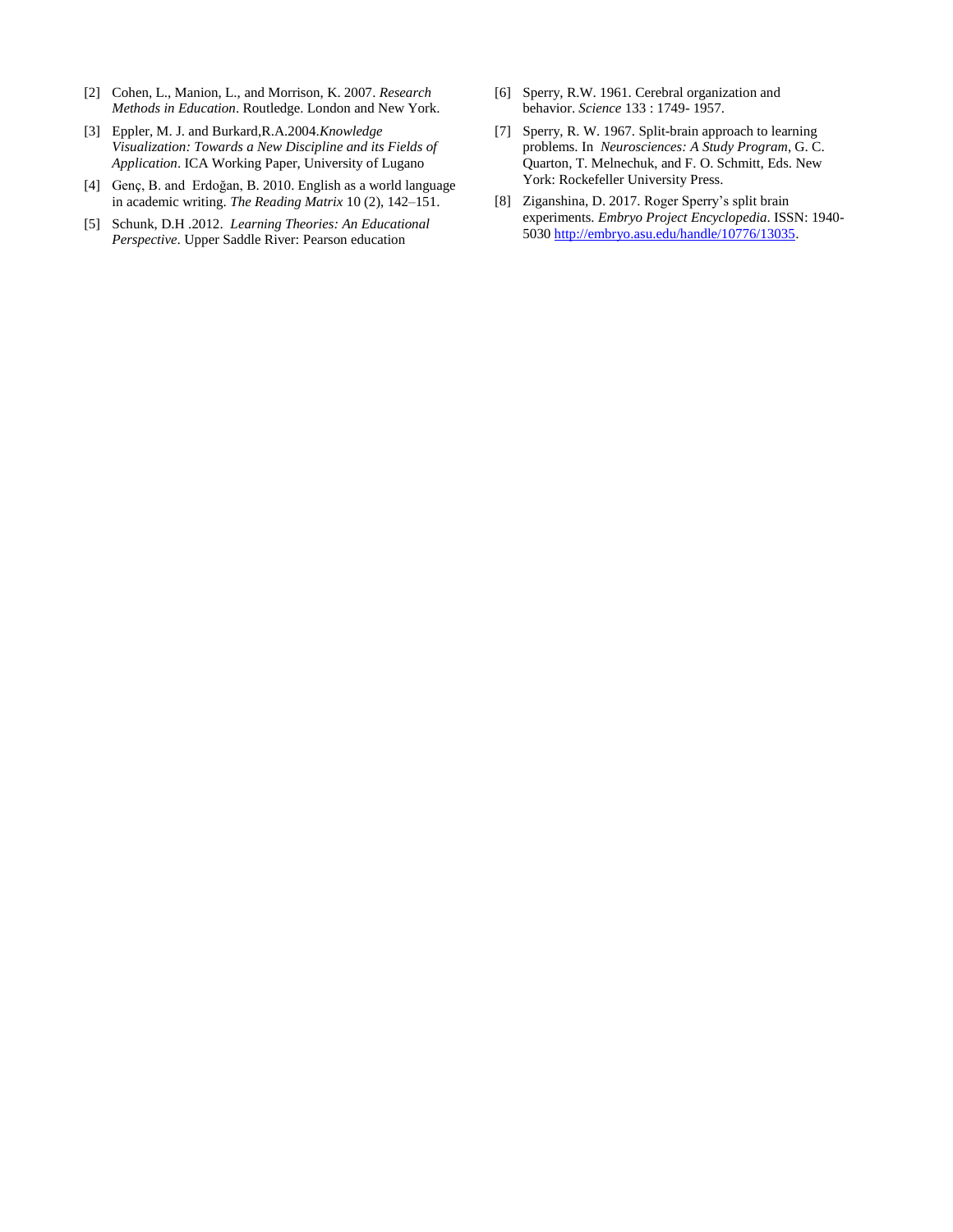[2] Cohen, L., Manion, L., and Morrison, K. 2007. *Research Methods in Education*. Routledge. London and New York.

[3] Eppler, M. J. and Burkard,R.A.2004.*Knowledge Visualization: Towards a New Discipline and its Fields of Application*. ICA Working Paper, University of Lugano

[4] Genç, B. and Erdoğan, B. 2010. English as a world language in academic writing. *The Reading Matrix* 10 (2), 142–151.

[5] Schunk, D.H .2012. *Learning Theories: An Educational Perspective*. Upper Saddle River: Pearson education

[6] Sperry, R.W. 1961. Cerebral organization and behavior. *Science* 133 : 1749- 1957.

[7] Sperry, R. W. 1967. Split-brain approach to learning problems. In *Neurosciences: A Study Program*, G. C. Quarton, T. Melnechuk, and F. O. Schmitt, Eds. New York: Rockefeller University Press.

[8] Ziganshina, D. 2017. Roger Sperry's split brain experiments. *Embryo Project Encyclopedia*. ISSN: 1940-5030 http://embryo.asu.edu/handle/10776/13035.